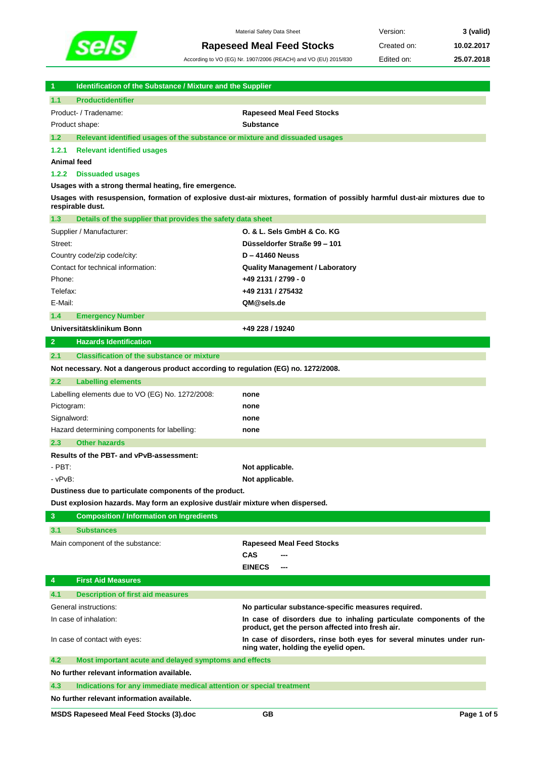Material Safety Data Sheet

# Rapeseed Meal Feed Stocks

According to VO (EG) Nr. 1907/2006 (REACH) and VO (EU) 2015/830

| Version: | 3 (valid) |
|---|---|
| Created on: | 10.02.2017 |
| Edited on: | 25.07.2018 |

## 1 Identification of the Substance / Mixture and the Supplier

### 1.1 Productidentifier

| | |
|---|---|
| Product- / Tradename: | **Rapeseed Meal Feed Stocks** |
| Product shape: | **Substance** |

### 1.2 Relevant identified usages of the substance or mixture and dissuaded usages

#### 1.2.1 Relevant identified usages

**Animal feed**

#### 1.2.2 Dissuaded usages

**Usages with a strong thermal heating, fire emergence.**

**Usages with resuspension, formation of explosive dust-air mixtures, formation of possibly harmful dust-air mixtures due to respirable dust.**

### 1.3 Details of the supplier that provides the safety data sheet

| | |
|---|---|
| Supplier / Manufacturer: | **O. & L. Sels GmbH & Co. KG** |
| Street: | **Düsseldorfer Straße 99 – 101** |
| Country code/zip code/city: | **D – 41460 Neuss** |
| Contact for technical information: | **Quality Management / Laboratory** |
| Phone: | **+49 2131 / 2799 - 0** |
| Telefax: | **+49 2131 / 275432** |
| E-Mail: | **QM@sels.de** |

### 1.4 Emergency Number

| | |
|---|---|
| **Universitätsklinikum Bonn** | **+49 228 / 19240** |

## 2 Hazards Identification

### 2.1 Classification of the substance or mixture

**Not necessary. Not a dangerous product according to regulation (EG) no. 1272/2008.**

### 2.2 Labelling elements

| | |
|---|---|
| Labelling elements due to VO (EG) No. 1272/2008: | **none** |
| Pictogram: | **none** |
| Signalword: | **none** |
| Hazard determining components for labelling: | **none** |

### 2.3 Other hazards

**Results of the PBT- and vPvB-assessment:**

| | |
|---|---|
| - PBT: | **Not applicable.** |
| - vPvB: | **Not applicable.** |

**Dustiness due to particulate components of the product.**

**Dust explosion hazards. May form an explosive dust/air mixture when dispersed.**

## 3 Composition / Information on Ingredients

### 3.1 Substances

| | |
|---|---|
| Main component of the substance: | **Rapeseed Meal Feed Stocks** |
| | **CAS** --- |
| | **EINECS** --- |

## 4 First Aid Measures

### 4.1 Description of first aid measures

| | |
|---|---|
| General instructions: | **No particular substance-specific measures required.** |
| In case of inhalation: | **In case of disorders due to inhaling particulate components of the product, get the person affected into fresh air.** |
| In case of contact with eyes: | **In case of disorders, rinse both eyes for several minutes under running water, holding the eyelid open.** |

### 4.2 Most important acute and delayed symptoms and effects

**No further relevant information available.**

### 4.3 Indications for any immediate medical attention or special treatment

**No further relevant information available.**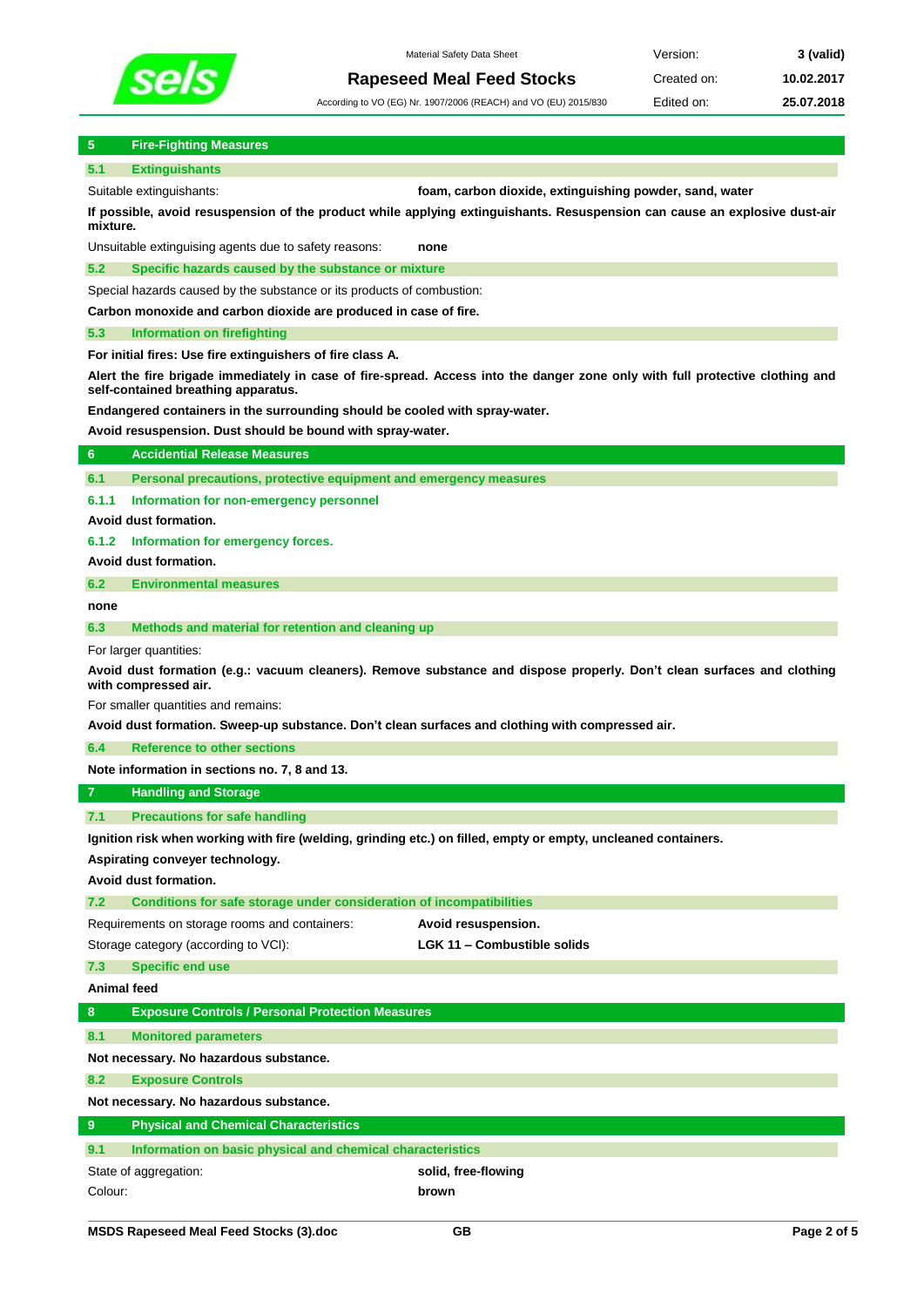## 5 Fire-Fighting Measures

### 5.1 Extinguishants

Suitable extinguishants: **foam, carbon dioxide, extinguishing powder, sand, water**

**If possible, avoid resuspension of the product while applying extinguishants. Resuspension can cause an explosive dust-air mixture.**

Unsuitable extinguishing agents due to safety reasons: **none**

### 5.2 Specific hazards caused by the substance or mixture

Special hazards caused by the substance or its products of combustion:

**Carbon monoxide and carbon dioxide are produced in case of fire.**

### 5.3 Information on firefighting

**For initial fires: Use fire extinguishers of fire class A.**

**Alert the fire brigade immediately in case of fire-spread. Access into the danger zone only with full protective clothing and self-contained breathing apparatus.**

**Endangered containers in the surrounding should be cooled with spray-water.**

**Avoid resuspension. Dust should be bound with spray-water.**

## 6 Accidental Release Measures

### 6.1 Personal precautions, protective equipment and emergency measures

#### 6.1.1 Information for non-emergency personnel

**Avoid dust formation.**

#### 6.1.2 Information for emergency forces.

**Avoid dust formation.**

### 6.2 Environmental measures

**none**

### 6.3 Methods and material for retention and cleaning up

For larger quantities:

**Avoid dust formation (e.g.: vacuum cleaners). Remove substance and dispose properly. Don't clean surfaces and clothing with compressed air.**

For smaller quantities and remains:

**Avoid dust formation. Sweep-up substance. Don't clean surfaces and clothing with compressed air.**

### 6.4 Reference to other sections

**Note information in sections no. 7, 8 and 13.**

## 7 Handling and Storage

### 7.1 Precautions for safe handling

**Ignition risk when working with fire (welding, grinding etc.) on filled, empty or empty, uncleaned containers.**

**Aspirating conveyer technology.**

**Avoid dust formation.**

### 7.2 Conditions for safe storage under consideration of incompatibilities

Requirements on storage rooms and containers: **Avoid resuspension.**

Storage category (according to VCI): **LGK 11 – Combustible solids**

### 7.3 Specific end use

**Animal feed**

## 8 Exposure Controls / Personal Protection Measures

### 8.1 Monitored parameters

**Not necessary. No hazardous substance.**

### 8.2 Exposure Controls

**Not necessary. No hazardous substance.**

## 9 Physical and Chemical Characteristics

### 9.1 Information on basic physical and chemical characteristics

State of aggregation: **solid, free-flowing**

Colour: **brown**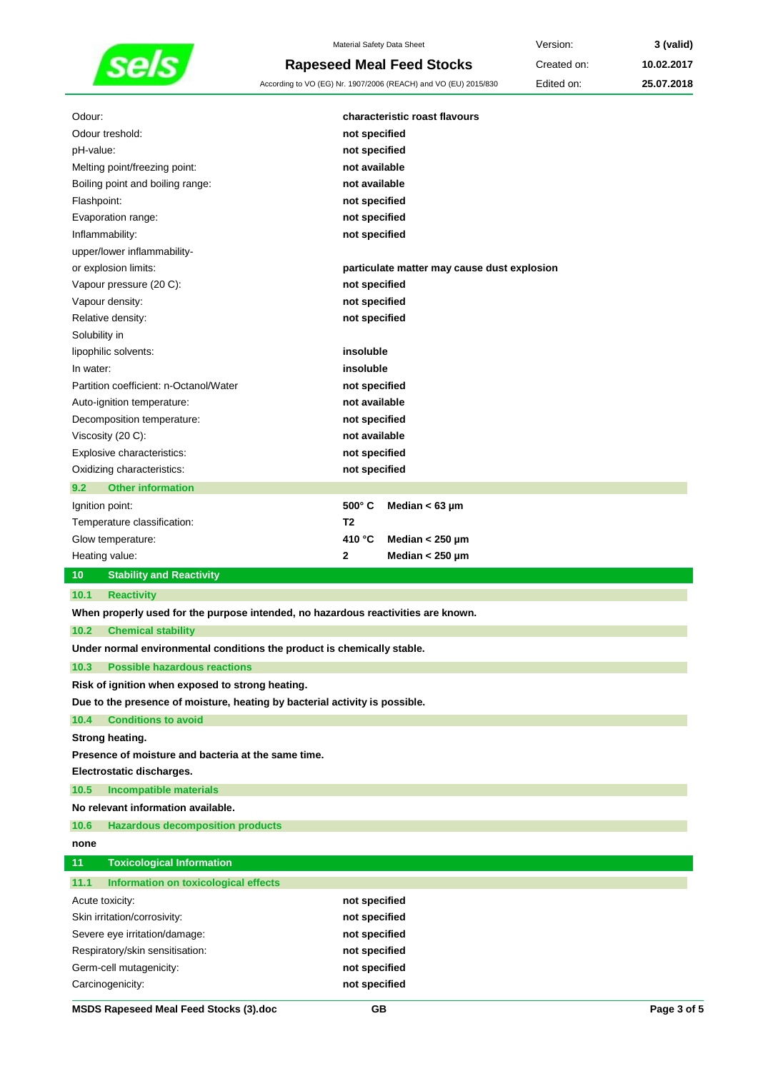| | |
|---|---|
| Odour: | **characteristic roast flavours** |
| Odour treshold: | **not specified** |
| pH-value: | **not specified** |
| Melting point/freezing point: | **not available** |
| Boiling point and boiling range: | **not available** |
| Flashpoint: | **not specified** |
| Evaporation range: | **not specified** |
| Inflammability: | **not specified** |
| upper/lower inflammability- or explosion limits: | **particulate matter may cause dust explosion** |
| Vapour pressure (20 C): | **not specified** |
| Vapour density: | **not specified** |
| Relative density: | **not specified** |
| Solubility in | |
| lipophilic solvents: | **insoluble** |
| In water: | **insoluble** |
| Partition coefficient: n-Octanol/Water | **not specified** |
| Auto-ignition temperature: | **not available** |
| Decomposition temperature: | **not specified** |
| Viscosity (20 C): | **not available** |
| Explosive characteristics: | **not specified** |
| Oxidizing characteristics: | **not specified** |

### 9.2 Other information

| | | |
|---|---|---|
| Ignition point: | **500° C** | **Median < 63 µm** |
| Temperature classification: | **T2** | |
| Glow temperature: | **410 °C** | **Median < 250 µm** |
| Heating value: | **2** | **Median < 250 µm** |

## 10 Stability and Reactivity

### 10.1 Reactivity

**When properly used for the purpose intended, no hazardous reactivities are known.**

### 10.2 Chemical stability

**Under normal environmental conditions the product is chemically stable.**

### 10.3 Possible hazardous reactions

**Risk of ignition when exposed to strong heating.**

**Due to the presence of moisture, heating by bacterial activity is possible.**

### 10.4 Conditions to avoid

**Strong heating.**

**Presence of moisture and bacteria at the same time.**

**Electrostatic discharges.**

### 10.5 Incompatible materials

**No relevant information available.**

### 10.6 Hazardous decomposition products

**none**

## 11 Toxicological Information

### 11.1 Information on toxicological effects

| | |
|---|---|
| Acute toxicity: | **not specified** |
| Skin irritation/corrosivity: | **not specified** |
| Severe eye irritation/damage: | **not specified** |
| Respiratory/skin sensitisation: | **not specified** |
| Germ-cell mutagenicity: | **not specified** |
| Carcinogenicity: | **not specified** |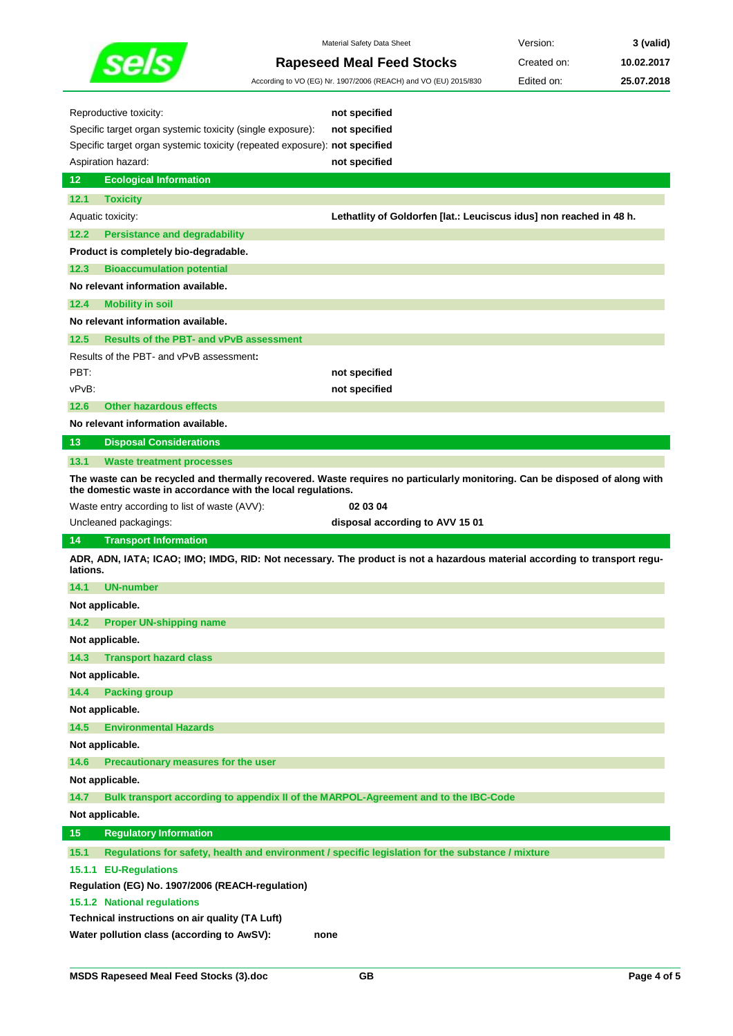| | |
|---|---|
| Reproductive toxicity: | **not specified** |
| Specific target organ systemic toxicity (single exposure): | **not specified** |
| Specific target organ systemic toxicity (repeated exposure): | **not specified** |
| Aspiration hazard: | **not specified** |

## 12 Ecological Information

### 12.1 Toxicity

| | |
|---|---|
| Aquatic toxicity: | **Lethatlity of Goldorfen [lat.: Leuciscus idus] non reached in 48 h.** |

### 12.2 Persistance and degradability

**Product is completely bio-degradable.**

### 12.3 Bioaccumulation potential

**No relevant information available.**

### 12.4 Mobility in soil

**No relevant information available.**

### 12.5 Results of the PBT- and vPvB assessment

Results of the PBT- and vPvB assessment**:**

| | |
|---|---|
| PBT: | **not specified** |
| vPvB: | **not specified** |

### 12.6 Other hazardous effects

**No relevant information available.**

## 13 Disposal Considerations

### 13.1 Waste treatment processes

**The waste can be recycled and thermally recovered. Waste requires no particularly monitoring. Can be disposed of along with the domestic waste in accordance with the local regulations.**

| | |
|---|---|
| Waste entry according to list of waste (AVV): | **02 03 04** |
| Uncleaned packagings: | **disposal according to AVV 15 01** |

## 14 Transport Information

**ADR, ADN, IATA; ICAO; IMO; IMDG, RID: Not necessary. The product is not a hazardous material according to transport regulations.**

### 14.1 UN-number

**Not applicable.**

### 14.2 Proper UN-shipping name

**Not applicable.**

### 14.3 Transport hazard class

**Not applicable.**

### 14.4 Packing group

**Not applicable.**

### 14.5 Environmental Hazards

**Not applicable.**

### 14.6 Precautionary measures for the user

**Not applicable.**

### 14.7 Bulk transport according to appendix II of the MARPOL-Agreement and to the IBC-Code

**Not applicable.**

## 15 Regulatory Information

### 15.1 Regulations for safety, health and environment / specific legislation for the substance / mixture

#### 15.1.1 EU-Regulations

**Regulation (EG) No. 1907/2006 (REACH-regulation)**

#### 15.1.2 National regulations

**Technical instructions on air quality (TA Luft)**

**Water pollution class (according to AwSV):** **none**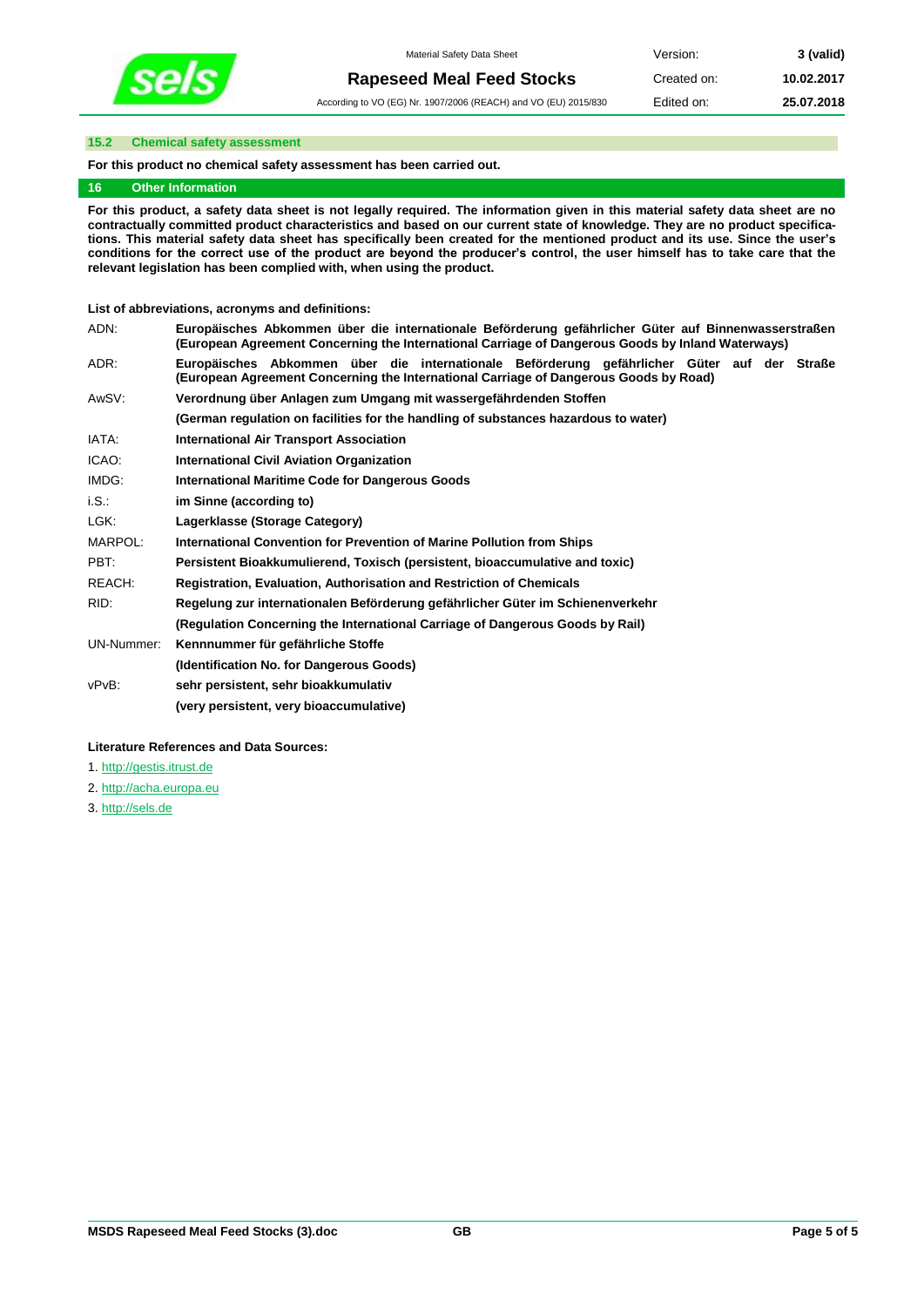### 15.2 Chemical safety assessment

**For this product no chemical safety assessment has been carried out.**

## 16 Other Information

**For this product, a safety data sheet is not legally required. The information given in this material safety data sheet are no contractually committed product characteristics and based on our current state of knowledge. They are no product specifications. This material safety data sheet has specifically been created for the mentioned product and its use. Since the user's conditions for the correct use of the product are beyond the producer's control, the user himself has to take care that the relevant legislation has been complied with, when using the product.**

**List of abbreviations, acronyms and definitions:**

| | |
|---|---|
| ADN: | **Europäisches Abkommen über die internationale Beförderung gefährlicher Güter auf Binnenwasserstraßen (European Agreement Concerning the International Carriage of Dangerous Goods by Inland Waterways)** |
| ADR: | **Europäisches Abkommen über die internationale Beförderung gefährlicher Güter auf der Straße (European Agreement Concerning the International Carriage of Dangerous Goods by Road)** |
| AwSV: | **Verordnung über Anlagen zum Umgang mit wassergefährdenden Stoffen** |
| | **(German regulation on facilities for the handling of substances hazardous to water)** |
| IATA: | **International Air Transport Association** |
| ICAO: | **International Civil Aviation Organization** |
| IMDG: | **International Maritime Code for Dangerous Goods** |
| i.S.: | **im Sinne (according to)** |
| LGK: | **Lagerklasse (Storage Category)** |
| MARPOL: | **International Convention for Prevention of Marine Pollution from Ships** |
| PBT: | **Persistent Bioakkumulierend, Toxisch (persistent, bioaccumulative and toxic)** |
| REACH: | **Registration, Evaluation, Authorisation and Restriction of Chemicals** |
| RID: | **Regelung zur internationalen Beförderung gefährlicher Güter im Schienenverkehr** |
| | **(Regulation Concerning the International Carriage of Dangerous Goods by Rail)** |
| UN-Nummer: | **Kennnummer für gefährliche Stoffe** |
| | **(Identification No. for Dangerous Goods)** |
| vPvB: | **sehr persistent, sehr bioakkumulativ** |
| | **(very persistent, very bioaccumulative)** |

**Literature References and Data Sources:**

1. http://gestis.itrust.de
2. http://acha.europa.eu
3. http://sels.de